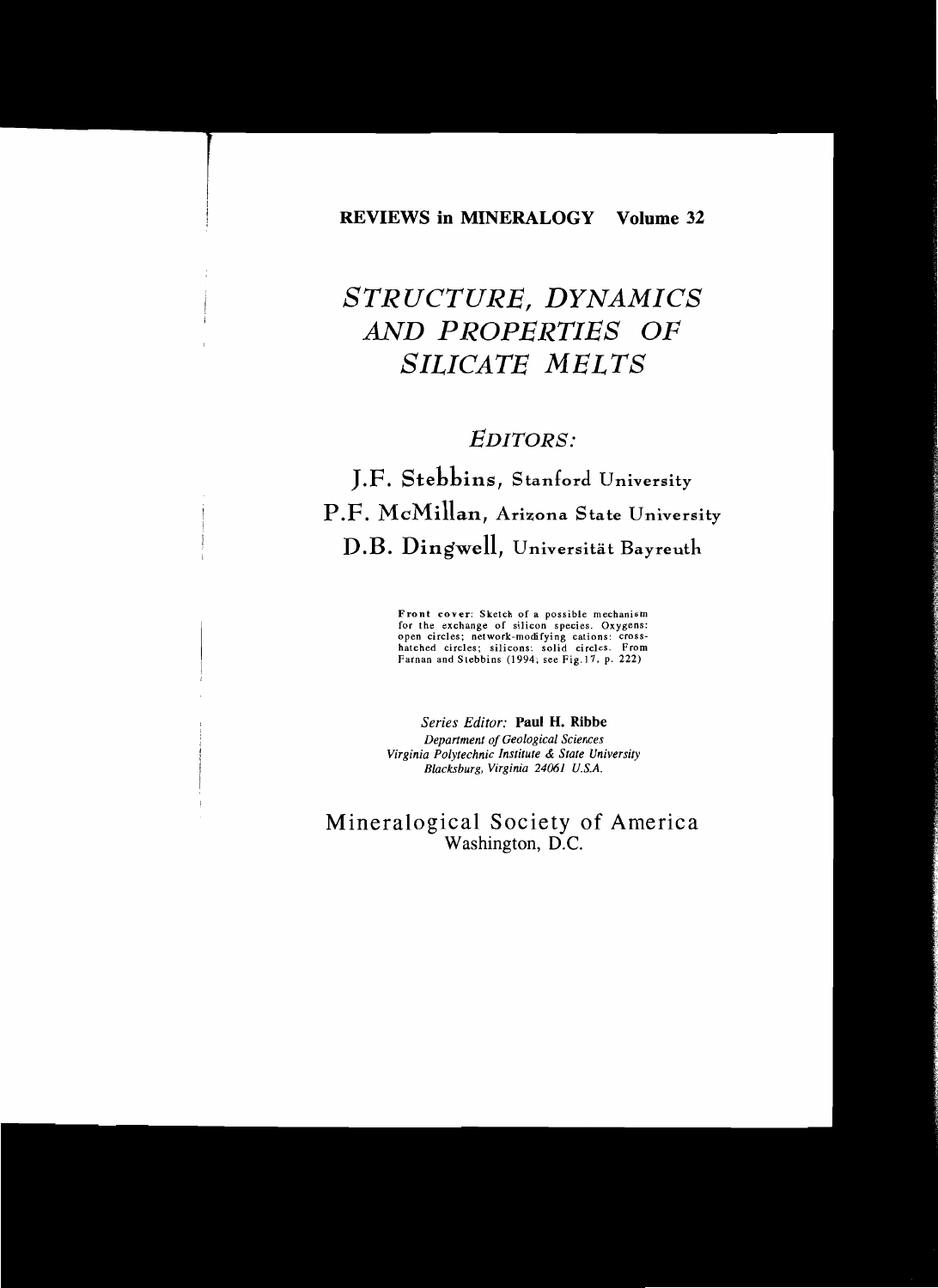**REVIEWS in MINERALOGY Volume 32**

# *STRUCTURE, DYNAMICS AND PROPERTIES OF SILICATE MELTS*

## *EDITORS:*

**J.F. Stebbins**, Stanford University

**P.F. McMillan**, Arizona State University

**D.B. Dingwell**, Universität Bayreuth

**Front cover**: Sketch of a possible mechanism for the exchange of silicon species. Oxygens: open circles; network-modifying cations: cross-hatched circles; silicons: solid circles. From Farnan and Stebbins (1994, see Fig.17, p. 222)

*Series Editor:* **Paul H. Ribbe**
*Department of Geological Sciences*
*Virginia Polytechnic Institute & State University*
*Blacksburg, Virginia 24061 U.S.A.*

Mineralogical Society of America
Washington, D.C.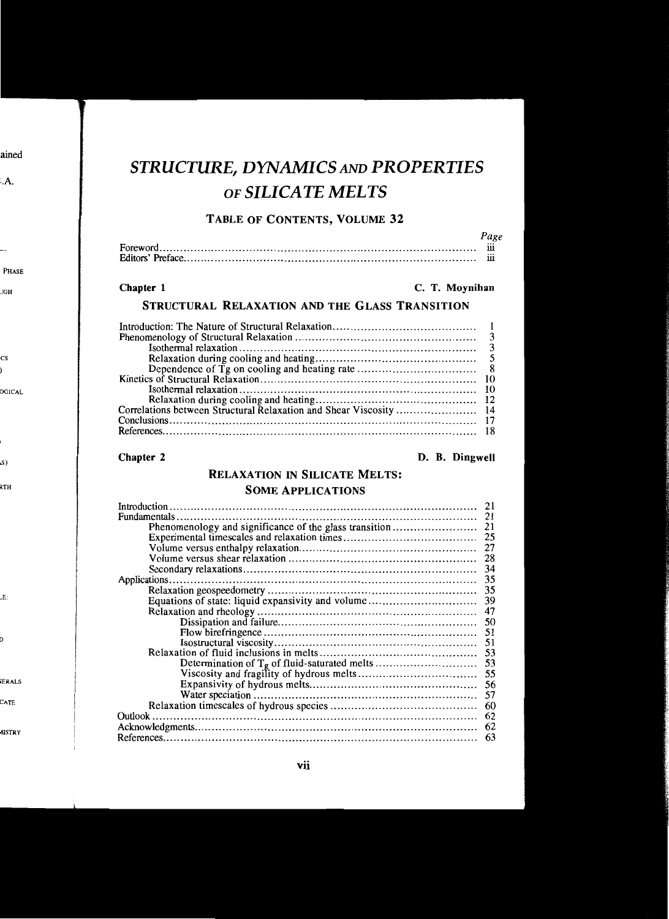# *STRUCTURE, DYNAMICS AND PROPERTIES OF SILICATE MELTS*

## TABLE OF CONTENTS, VOLUME 32

| | Page |
|---|---|
| Foreword | iii |
| Editors' Preface | iii |

**Chapter 1** — **C. T. Moynihan**

### STRUCTURAL RELAXATION AND THE GLASS TRANSITION

| | |
|---|---|
| Introduction: The Nature of Structural Relaxation | 1 |
| Phenomenology of Structural Relaxation | 3 |
| Isothermal relaxation | 3 |
| Relaxation during cooling and heating | 5 |
| Dependence of Tg on cooling and heating rate | 8 |
| Kinetics of Structural Relaxation | 10 |
| Isothermal relaxation | 10 |
| Relaxation during cooling and heating | 12 |
| Correlations between Structural Relaxation and Shear Viscosity | 14 |
| Conclusions | 17 |
| References | 18 |

**Chapter 2** — **D. B. Dingwell**

### RELAXATION IN SILICATE MELTS: SOME APPLICATIONS

| | |
|---|---|
| Introduction | 21 |
| Fundamentals | 21 |
| Phenomenology and significance of the glass transition | 21 |
| Experimental timescales and relaxation times | 25 |
| Volume versus enthalpy relaxation | 27 |
| Volume versus shear relaxation | 28 |
| Secondary relaxations | 34 |
| Applications | 35 |
| Relaxation geospeedometry | 35 |
| Equations of state: liquid expansivity and volume | 39 |
| Relaxation and rheology | 47 |
| Dissipation and failure | 50 |
| Flow birefringence | 51 |
| Isostructural viscosity | 51 |
| Relaxation of fluid inclusions in melts | 53 |
| Determination of $T_g$ of fluid-saturated melts | 53 |
| Viscosity and fragility of hydrous melts | 55 |
| Expansivity of hydrous melts | 56 |
| Water speciation | 57 |
| Relaxation timescales of hydrous species | 60 |
| Outlook | 62 |
| Acknowledgments | 62 |
| References | 63 |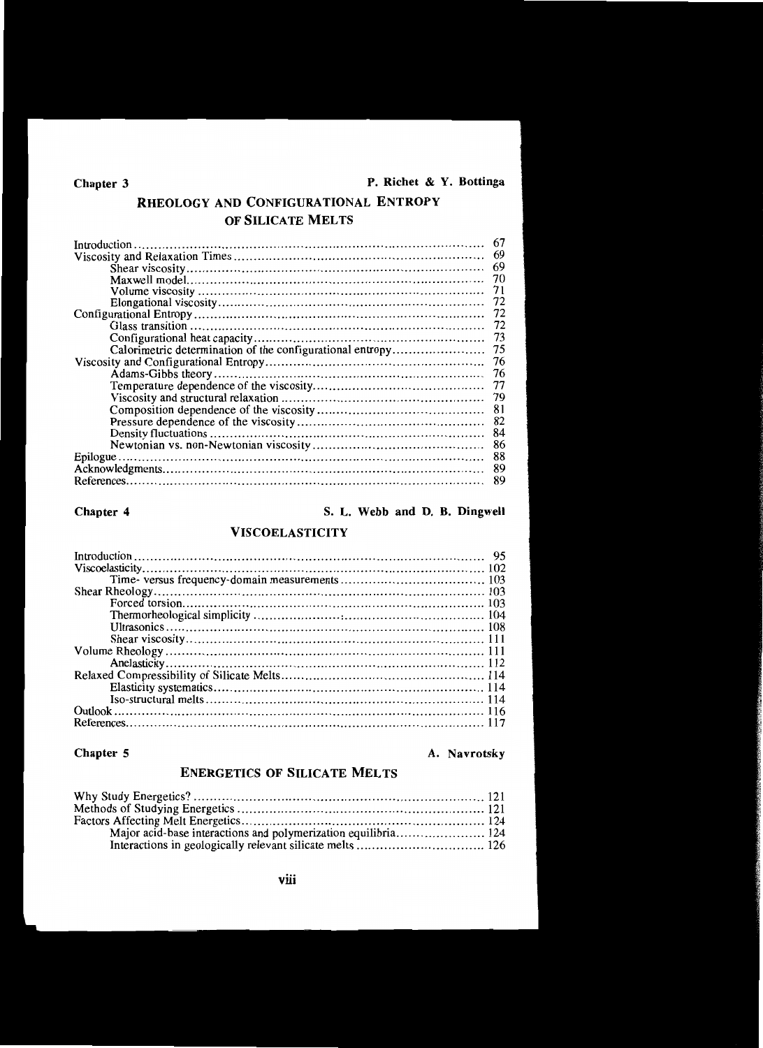**Chapter 3** — **P. Richet & Y. Bottinga**

## RHEOLOGY AND CONFIGURATIONAL ENTROPY OF SILICATE MELTS

| | |
|---|---|
| Introduction | 67 |
| Viscosity and Relaxation Times | 69 |
| Shear viscosity | 69 |
| Maxwell model | 70 |
| Volume viscosity | 71 |
| Elongational viscosity | 72 |
| Configurational Entropy | 72 |
| Glass transition | 72 |
| Configurational heat capacity | 73 |
| Calorimetric determination of the configurational entropy | 75 |
| Viscosity and Configurational Entropy | 76 |
| Adams-Gibbs theory | 76 |
| Temperature dependence of the viscosity | 77 |
| Viscosity and structural relaxation | 79 |
| Composition dependence of the viscosity | 81 |
| Pressure dependence of the viscosity | 82 |
| Density fluctuations | 84 |
| Newtonian vs. non-Newtonian viscosity | 86 |
| Epilogue | 88 |
| Acknowledgments | 89 |
| References | 89 |

**Chapter 4** — **S. L. Webb and D. B. Dingwell**

## VISCOELASTICITY

| | |
|---|---|
| Introduction | 95 |
| Viscoelasticity | 102 |
| Time- versus frequency-domain measurements | 103 |
| Shear Rheology | 103 |
| Forced torsion | 103 |
| Thermorheological simplicity | 104 |
| Ultrasonics | 108 |
| Shear viscosity | 111 |
| Volume Rheology | 111 |
| Anelasticity | 112 |
| Relaxed Compressibility of Silicate Melts | 114 |
| Elasticity systematics | 114 |
| Iso-structural melts | 114 |
| Outlook | 116 |
| References | 117 |

**Chapter 5** — **A. Navrotsky**

## ENERGETICS OF SILICATE MELTS

| | |
|---|---|
| Why Study Energetics? | 121 |
| Methods of Studying Energetics | 121 |
| Factors Affecting Melt Energetics | 124 |
| Major acid-base interactions and polymerization equilibria | 124 |
| Interactions in geologically relevant silicate melts | 126 |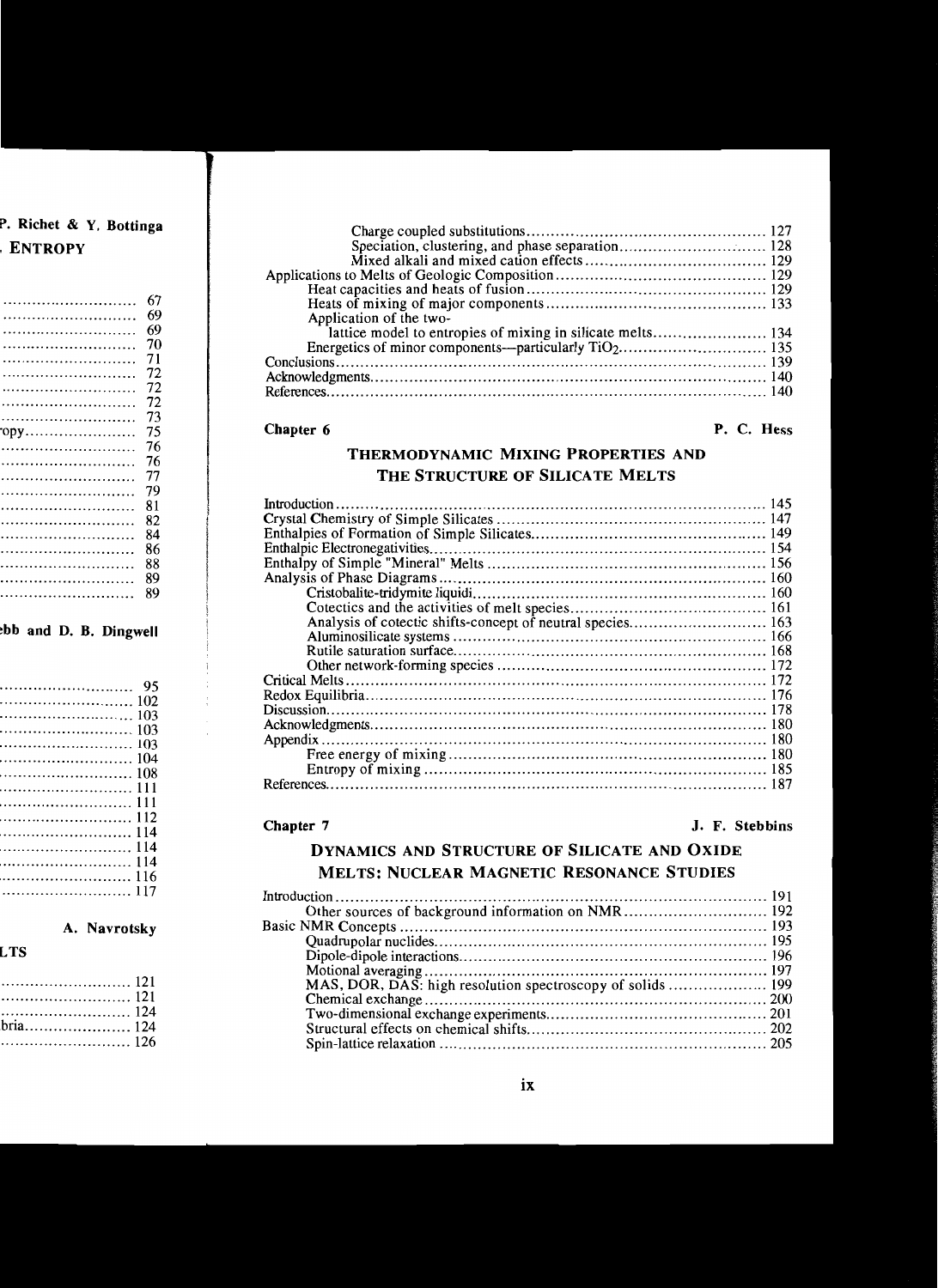| | |
|---|---|
| Charge coupled substitutions | 127 |
| Speciation, clustering, and phase separation | 128 |
| Mixed alkali and mixed cation effects | 129 |
| Applications to Melts of Geologic Composition | 129 |
| Heat capacities and heats of fusion | 129 |
| Heats of mixing of major components | 133 |
| Application of the two-lattice model to entropies of mixing in silicate melts | 134 |
| Energetics of minor components—particularly $TiO_2$ | 135 |
| Conclusions | 139 |
| Acknowledgments | 140 |
| References | 140 |

**Chapter 6** — **P. C. Hess**

## THERMODYNAMIC MIXING PROPERTIES AND THE STRUCTURE OF SILICATE MELTS

| | |
|---|---|
| Introduction | 145 |
| Crystal Chemistry of Simple Silicates | 147 |
| Enthalpies of Formation of Simple Silicates | 149 |
| Enthalpic Electronegativities | 154 |
| Enthalpy of Simple "Mineral" Melts | 156 |
| Analysis of Phase Diagrams | 160 |
| Cristobalite-tridymite liquidi | 160 |
| Cotectics and the activities of melt species | 161 |
| Analysis of cotectic shifts-concept of neutral species | 163 |
| Aluminosilicate systems | 166 |
| Rutile saturation surface | 168 |
| Other network-forming species | 172 |
| Critical Melts | 172 |
| Redox Equilibria | 176 |
| Discussion | 178 |
| Acknowledgments | 180 |
| Appendix | 180 |
| Free energy of mixing | 180 |
| Entropy of mixing | 185 |
| References | 187 |

**Chapter 7** — **J. F. Stebbins**

## DYNAMICS AND STRUCTURE OF SILICATE AND OXIDE MELTS: NUCLEAR MAGNETIC RESONANCE STUDIES

| | |
|---|---|
| Introduction | 191 |
| Other sources of background information on NMR | 192 |
| Basic NMR Concepts | 193 |
| Quadrupolar nuclides | 195 |
| Dipole-dipole interactions | 196 |
| Motional averaging | 197 |
| MAS, DOR, DAS: high resolution spectroscopy of solids | 199 |
| Chemical exchange | 200 |
| Two-dimensional exchange experiments | 201 |
| Structural effects on chemical shifts | 202 |
| Spin-lattice relaxation | 205 |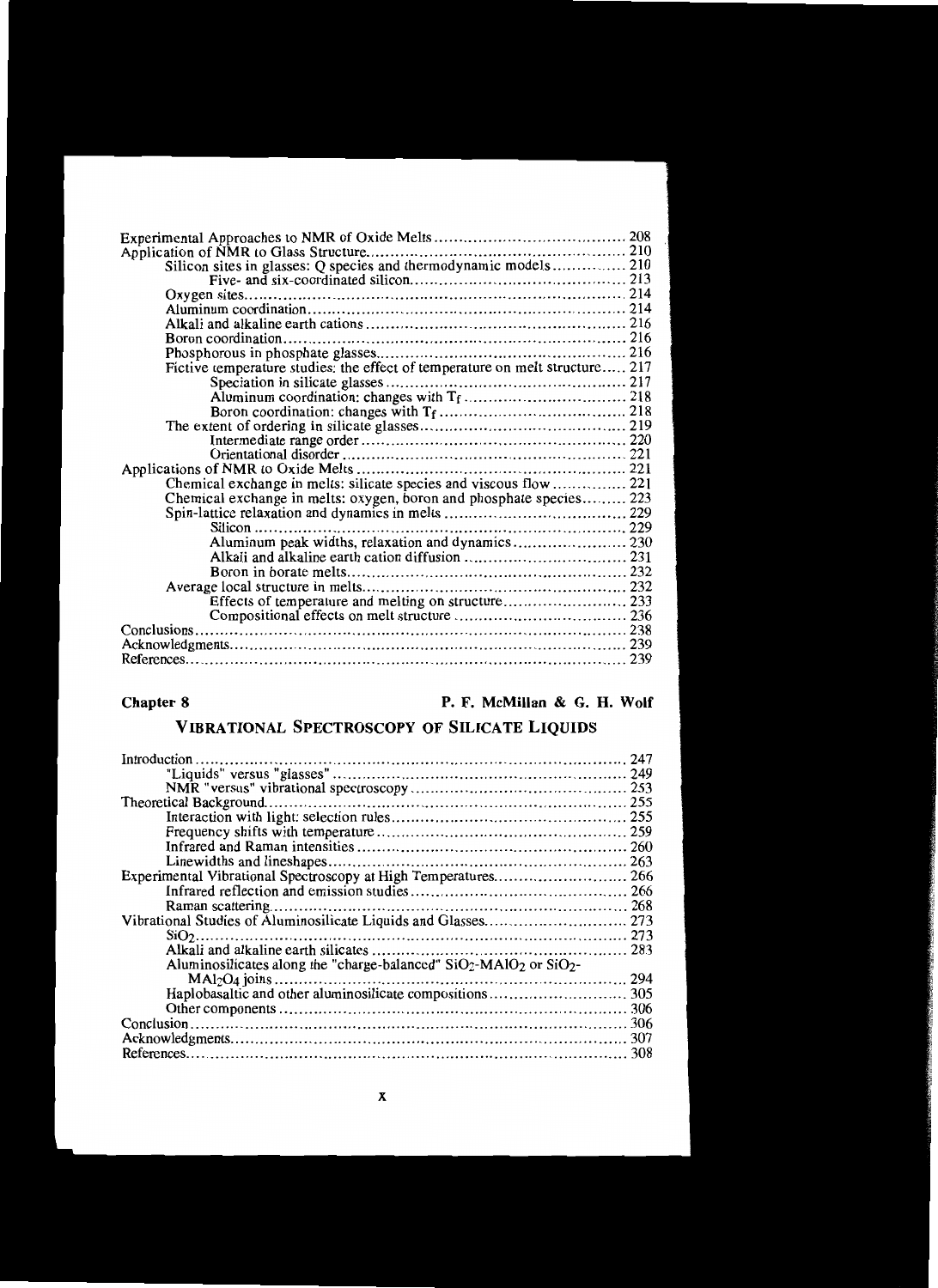Experimental Approaches to NMR of Oxide Melts ........................................ 208
Application of NMR to Glass Structure ........................................ 210
  Silicon sites in glasses: Q species and thermodynamic models ........................................ 210
    Five- and six-coordinated silicon ........................................ 213
  Oxygen sites ........................................ 214
  Aluminum coordination ........................................ 214
  Alkali and alkaline earth cations ........................................ 216
  Boron coordination ........................................ 216
  Phosphorous in phosphate glasses ........................................ 216
  Fictive temperature studies: the effect of temperature on melt structure ........................................ 217
    Speciation in silicate glasses ........................................ 217
    Aluminum coordination: changes with $T_f$ ........................................ 218
    Boron coordination: changes with $T_f$ ........................................ 218
  The extent of ordering in silicate glasses ........................................ 219
    Intermediate range order ........................................ 220
    Orientational disorder ........................................ 221
Applications of NMR to Oxide Melts ........................................ 221
  Chemical exchange in melts: silicate species and viscous flow ........................................ 221
  Chemical exchange in melts: oxygen, boron and phosphate species ........................................ 223
  Spin-lattice relaxation and dynamics in melts ........................................ 229
    Silicon ........................................ 229
    Aluminum peak widths, relaxation and dynamics ........................................ 230
    Alkali and alkaline earth cation diffusion ........................................ 231
    Boron in borate melts ........................................ 232
  Average local structure in melts ........................................ 232
    Effects of temperature and melting on structure ........................................ 233
    Compositional effects on melt structure ........................................ 236
Conclusions ........................................ 238
Acknowledgments ........................................ 239
References ........................................ 239

## Chapter 8 — P. F. McMillan & G. H. Wolf

## VIBRATIONAL SPECTROSCOPY OF SILICATE LIQUIDS

Introduction ........................................ 247
  "Liquids" versus "glasses" ........................................ 249
  NMR "versus" vibrational spectroscopy ........................................ 253
Theoretical Background ........................................ 255
  Interaction with light: selection rules ........................................ 255
  Frequency shifts with temperature ........................................ 259
  Infrared and Raman intensities ........................................ 260
  Linewidths and lineshapes ........................................ 263
Experimental Vibrational Spectroscopy at High Temperatures ........................................ 266
  Infrared reflection and emission studies ........................................ 266
  Raman scattering ........................................ 268
Vibrational Studies of Aluminosilicate Liquids and Glasses ........................................ 273
  $SiO_2$ ........................................ 273
  Alkali and alkaline earth silicates ........................................ 283
  Aluminosilicates along the "charge-balanced" $SiO_2$-$MAlO_2$ or $SiO_2$-$MAl_2O_4$ joins ........................................ 294
  Haplobasaltic and other aluminosilicate compositions ........................................ 305
  Other components ........................................ 306
Conclusion ........................................ 306
Acknowledgments ........................................ 307
References ........................................ 308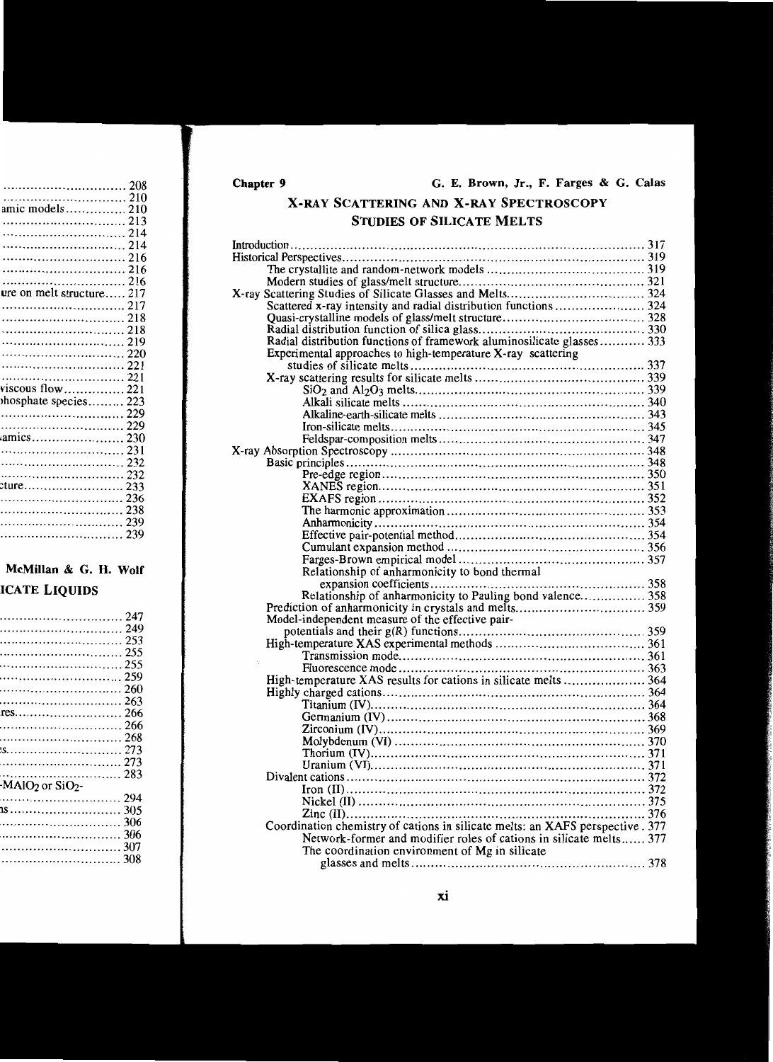| | |
|---|---|
| | 208 |
| | 210 |
| amic models | 210 |
| | 213 |
| | 214 |
| | 214 |
| | 216 |
| | 216 |
| | 216 |
| ure on melt structure | 217 |
| | 217 |
| | 218 |
| | 218 |
| | 219 |
| | 220 |
| | 221 |
| | 221 |
| viscous flow | 221 |
| hosphate species | 223 |
| | 229 |
| | 229 |
| amics | 230 |
| | 231 |
| | 232 |
| | 232 |
| cture | 233 |
| | 236 |
| | 238 |
| | 239 |
| | 239 |

**McMillan & G. H. Wolf**

**ICATE LIQUIDS**

| | |
|---|---|
| | 247 |
| | 249 |
| | 253 |
| | 255 |
| | 255 |
| | 259 |
| | 260 |
| | 263 |
| res | 266 |
| | 266 |
| | 268 |
| s | 273 |
| | 273 |
| | 283 |
| -$MAlO_2$ or $SiO_2$- | |
| | 294 |
| ns | 305 |
| | 306 |
| | 306 |
| | 307 |
| | 308 |

**Chapter 9** **G. E. Brown, Jr., F. Farges & G. Calas**

# X-RAY SCATTERING AND X-RAY SPECTROSCOPY STUDIES OF SILICATE MELTS

- Introduction ... 317
- Historical Perspectives ... 319
  - The crystallite and random-network models ... 319
  - Modern studies of glass/melt structure ... 321
- X-ray Scattering Studies of Silicate Glasses and Melts ... 324
  - Scattered x-ray intensity and radial distribution functions ... 324
  - Quasi-crystalline models of glass/melt structure ... 328
  - Radial distribution function of silica glass ... 330
  - Radial distribution functions of framework aluminosilicate glasses ... 333
  - Experimental approaches to high-temperature X-ray scattering studies of silicate melts ... 337
  - X-ray scattering results for silicate melts ... 339
    - $SiO_2$ and $Al_2O_3$ melts ... 339
    - Alkali silicate melts ... 340
    - Alkaline-earth-silicate melts ... 343
    - Iron-silicate melts ... 345
    - Feldspar-composition melts ... 347
- X-ray Absorption Spectroscopy ... 348
  - Basic principles ... 348
    - Pre-edge region ... 350
    - XANES region ... 351
    - EXAFS region ... 352
    - The harmonic approximation ... 353
    - Anharmonicity ... 354
    - Effective pair-potential method ... 354
    - Cumulant expansion method ... 356
    - Farges-Brown empirical model ... 357
    - Relationship of anharmonicity to bond thermal expansion coefficients ... 358
    - Relationship of anharmonicity to Pauling bond valence ... 358
  - Prediction of anharmonicity in crystals and melts ... 359
  - Model-independent measure of the effective pair-potentials and their g(R) functions ... 359
  - High-temperature XAS experimental methods ... 361
    - Transmission mode ... 361
    - Fluorescence mode ... 363
  - High-temperature XAS results for cations in silicate melts ... 364
- Highly charged cations ... 364
  - Titanium (IV) ... 364
  - Germanium (IV) ... 368
  - Zirconium (IV) ... 369
  - Molybdenum (VI) ... 370
  - Thorium (IV) ... 371
  - Uranium (VI) ... 371
- Divalent cations ... 372
  - Iron (II) ... 372
  - Nickel (II) ... 375
  - Zinc (II) ... 376
  - Coordination chemistry of cations in silicate melts: an XAFS perspective ... 377
    - Network-former and modifier roles of cations in silicate melts ... 377
    - The coordination environment of Mg in silicate glasses and melts ... 378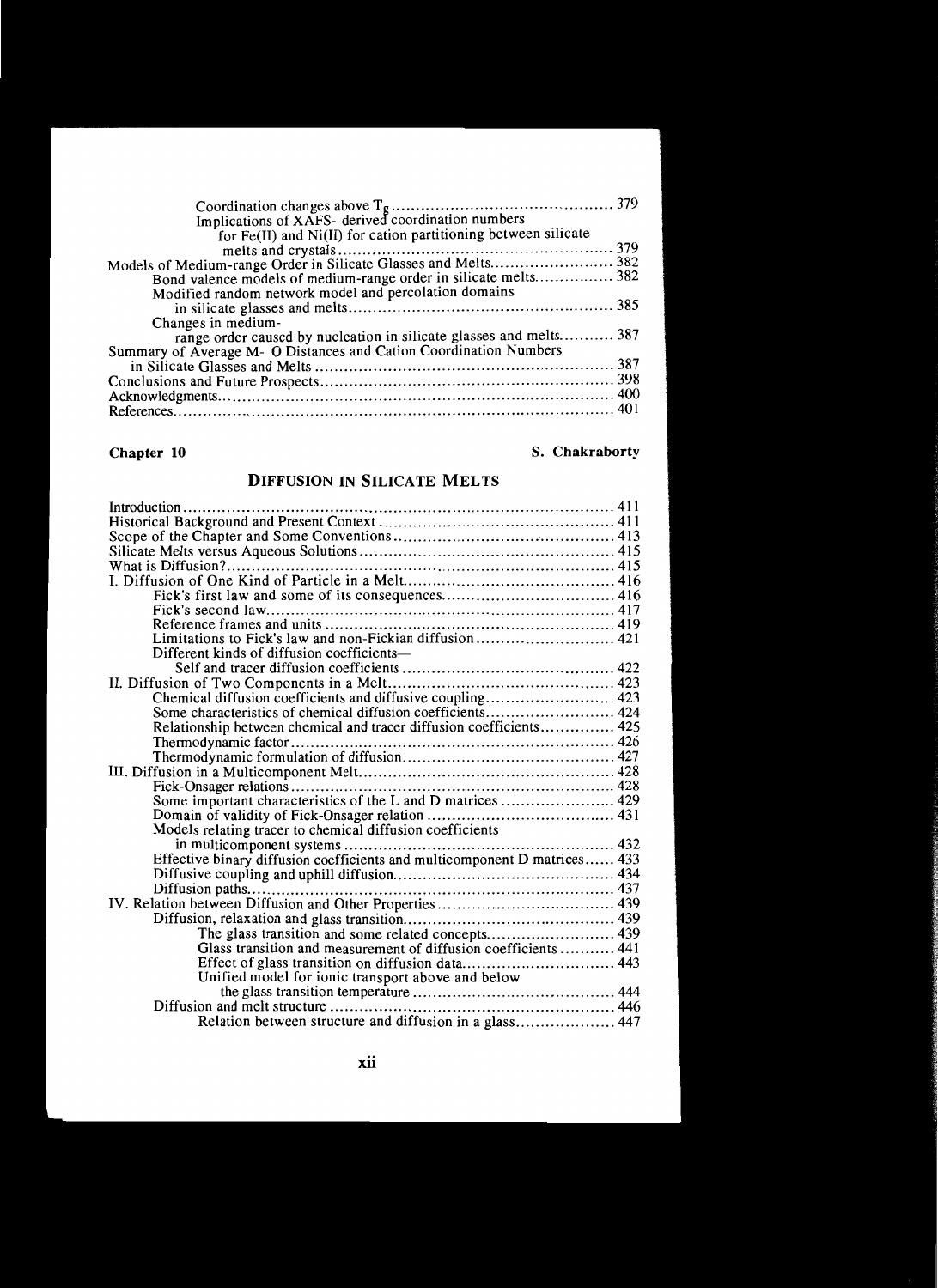Coordination changes above $T_g$ ............................................ 379
Implications of XAFS- derived coordination numbers for Fe(II) and Ni(II) for cation partitioning between silicate melts and crystals ........................................................ 379

Models of Medium-range Order in Silicate Glasses and Melts ......................... 382
Bond valence models of medium-range order in silicate melts ................ 382
Modified random network model and percolation domains in silicate glasses and melts ...................................................... 385
Changes in medium-range order caused by nucleation in silicate glasses and melts ........... 387

Summary of Average M- O Distances and Cation Coordination Numbers in Silicate Glasses and Melts ........................................................... 387

Conclusions and Future Prospects ........................................................... 398

Acknowledgments ................................................................................ 400

References .......................................................................................... 401

**Chapter 10** **S. Chakraborty**

## DIFFUSION IN SILICATE MELTS

Introduction ........................................................................................ 411

Historical Background and Present Context ............................................. 411

Scope of the Chapter and Some Conventions ............................................ 413

Silicate Melts versus Aqueous Solutions ................................................... 415

What is Diffusion? ................................................................................ 415

I. Diffusion of One Kind of Particle in a Melt ........................................... 416
Fick's first law and some of its consequences ................................... 416
Fick's second law ......................................................................... 417
Reference frames and units ............................................................ 419
Limitations to Fick's law and non-Fickian diffusion ............................ 421
Different kinds of diffusion coefficients— Self and tracer diffusion coefficients ........................................... 422

II. Diffusion of Two Components in a Melt ............................................. 423
Chemical diffusion coefficients and diffusive coupling ......................... 423
Some characteristics of chemical diffusion coefficients ......................... 424
Relationship between chemical and tracer diffusion coefficients ............... 425
Thermodynamic factor ................................................................... 426
Thermodynamic formulation of diffusion ............................................ 427

III. Diffusion in a Multicomponent Melt ................................................... 428
Fick-Onsager relations ................................................................... 428
Some important characteristics of the L and D matrices ........................ 429
Domain of validity of Fick-Onsager relation ...................................... 431
Models relating tracer to chemical diffusion coefficients in multicomponent systems ........................................................ 432
Effective binary diffusion coefficients and multicomponent D matrices ...... 433
Diffusive coupling and uphill diffusion ............................................. 434
Diffusion paths ............................................................................ 437

IV. Relation between Diffusion and Other Properties .................................. 439
Diffusion, relaxation and glass transition ........................................... 439
The glass transition and some related concepts .............................. 439
Glass transition and measurement of diffusion coefficients ........... 441
Effect of glass transition on diffusion data ................................. 443
Unified model for ionic transport above and below the glass transition temperature ............................................ 444
Diffusion and melt structure .......................................................... 446
Relation between structure and diffusion in a glass ..................... 447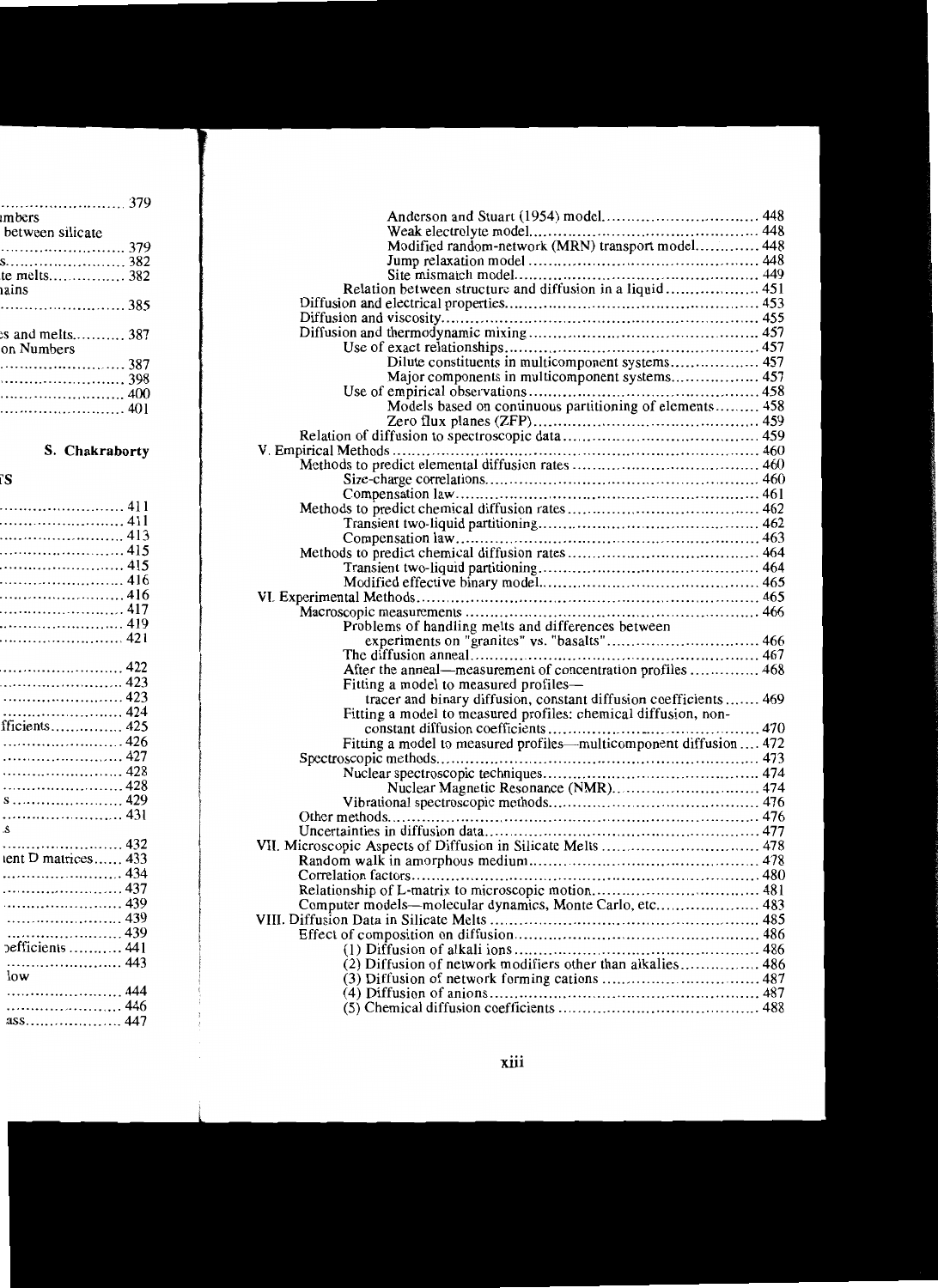Anderson and Stuart (1954) model ..... 448
Weak electrolyte model ..... 448
Modified random-network (MRN) transport model ..... 448
Jump relaxation model ..... 448
Site mismatch model ..... 449
Relation between structure and diffusion in a liquid ..... 451
Diffusion and electrical properties ..... 453
Diffusion and viscosity ..... 455
Diffusion and thermodynamic mixing ..... 457
Use of exact relationships ..... 457
Dilute constituents in multicomponent systems ..... 457
Major components in multicomponent systems ..... 457
Use of empirical observations ..... 458
Models based on continuous partitioning of elements ..... 458
Zero flux planes (ZFP) ..... 459
Relation of diffusion to spectroscopic data ..... 459
V. Empirical Methods ..... 460
Methods to predict elemental diffusion rates ..... 460
Size-charge correlations ..... 460
Compensation law ..... 461
Methods to predict chemical diffusion rates ..... 462
Transient two-liquid partitioning ..... 462
Compensation law ..... 463
Methods to predict chemical diffusion rates ..... 464
Transient two-liquid partitioning ..... 464
Modified effective binary model ..... 465
VI. Experimental Methods ..... 465
Macroscopic measurements ..... 466
Problems of handling melts and differences between experiments on "granites" vs. "basalts" ..... 466
The diffusion anneal ..... 467
After the anneal—measurement of concentration profiles ..... 468
Fitting a model to measured profiles—tracer and binary diffusion, constant diffusion coefficients ..... 469
Fitting a model to measured profiles: chemical diffusion, non-constant diffusion coefficients ..... 470
Fitting a model to measured profiles—multicomponent diffusion ..... 472
Spectroscopic methods ..... 473
Nuclear spectroscopic techniques ..... 474
Nuclear Magnetic Resonance (NMR) ..... 474
Vibrational spectroscopic methods ..... 476
Other methods ..... 476
Uncertainties in diffusion data ..... 477
VII. Microscopic Aspects of Diffusion in Silicate Melts ..... 478
Random walk in amorphous medium ..... 478
Correlation factors ..... 480
Relationship of L-matrix to microscopic motion ..... 481
Computer models—molecular dynamics, Monte Carlo, etc. ..... 483
VIII. Diffusion Data in Silicate Melts ..... 485
Effect of composition on diffusion ..... 486
(1) Diffusion of alkali ions ..... 486
(2) Diffusion of network modifiers other than alkalies ..... 486
(3) Diffusion of network forming cations ..... 487
(4) Diffusion of anions ..... 487
(5) Chemical diffusion coefficients ..... 488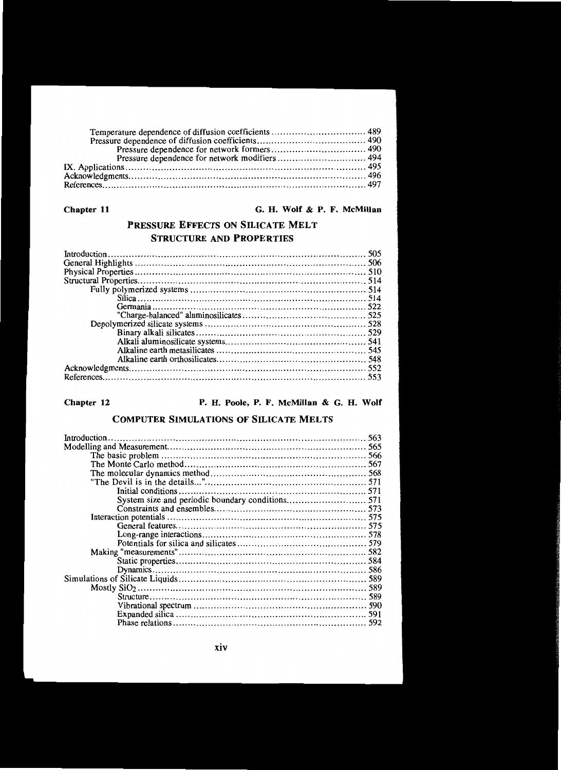Temperature dependence of diffusion coefficients ................................ 489
Pressure dependence of diffusion coefficients ................................ 490
Pressure dependence for network formers ................................ 490
Pressure dependence for network modifiers ................................ 494
IX. Applications ................................ 495
Acknowledgments ................................ 496
References ................................ 497

**Chapter 11** **G. H. Wolf & P. F. McMillan**

## PRESSURE EFFECTS ON SILICATE MELT STRUCTURE AND PROPERTIES

Introduction ................................ 505
General Highlights ................................ 506
Physical Properties ................................ 510
Structural Properties ................................ 514
Fully polymerized systems ................................ 514
Silica ................................ 514
Germania ................................ 522
"Charge-balanced" aluminosilicates ................................ 525
Depolymerized silicate systems ................................ 528
Binary alkali silicates ................................ 529
Alkali aluminosilicate systems ................................ 541
Alkaline earth metasilicates ................................ 545
Alkaline earth orthosilicates ................................ 548
Acknowledgments ................................ 552
References ................................ 553

**Chapter 12** **P. H. Poole, P. F. McMillan & G. H. Wolf**

## COMPUTER SIMULATIONS OF SILICATE MELTS

Introduction ................................ 563
Modelling and Measurement ................................ 565
The basic problem ................................ 566
The Monte Carlo method ................................ 567
The molecular dynamics method ................................ 568
"The Devil is in the details..." ................................ 571
Initial conditions ................................ 571
System size and periodic boundary conditions ................................ 571
Constraints and ensembles ................................ 573
Interaction potentials ................................ 575
General features ................................ 575
Long-range interactions ................................ 578
Potentials for silica and silicates ................................ 579
Making "measurements" ................................ 582
Static properties ................................ 584
Dynamics ................................ 586
Simulations of Silicate Liquids ................................ 589
Mostly $SiO_2$ ................................ 589
Structure ................................ 589
Vibrational spectrum ................................ 590
Expanded silica ................................ 591
Phase relations ................................ 592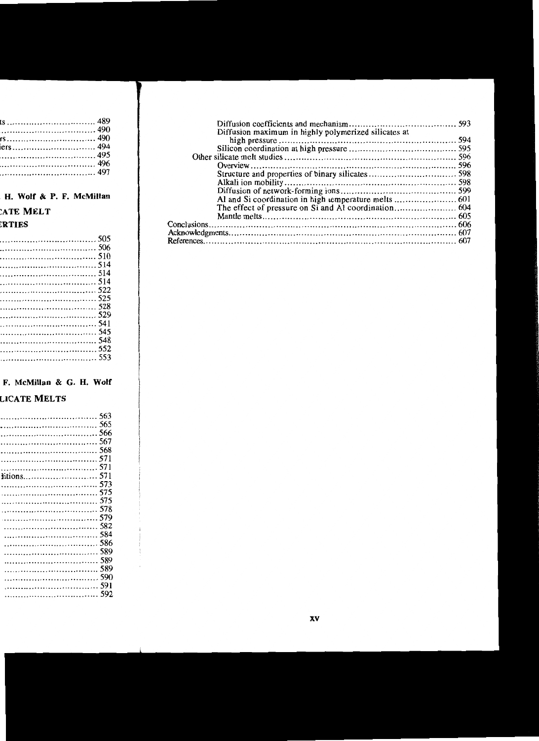...ts ................................ 489
.................................. 490
rs ................................ 490
iers .............................. 494
.................................. 495
.................................. 496
.................................. 497

H. Wolf & P. F. McMillan

**CATE MELT**

**ERTIES**

.................................. 505
.................................. 506
.................................. 510
.................................. 514
.................................. 514
.................................. 514
.................................. 522
.................................. 525
.................................. 528
.................................. 529
.................................. 541
.................................. 545
.................................. 548
.................................. 552
.................................. 553

F. McMillan & G. H. Wolf

**LICATE MELTS**

.................................. 563
.................................. 565
.................................. 566
.................................. 567
.................................. 568
.................................. 571
.................................. 571
litions .............................. 571
.................................. 573
.................................. 575
.................................. 575
.................................. 578
.................................. 579
.................................. 582
.................................. 584
.................................. 586
.................................. 589
.................................. 589
.................................. 589
.................................. 590
.................................. 591
.................................. 592

Diffusion coefficients and mechanism ...................................... 593
Diffusion maximum in highly polymerized silicates at high pressure ...................................... 594
Silicon coordination at high pressure ...................................... 595
Other silicate melt studies ...................................... 596
Overview ...................................... 596
Structure and properties of binary silicates ...................................... 598
Alkali ion mobility ...................................... 598
Diffusion of network-forming ions ...................................... 599
Al and Si coordination in high temperature melts ...................................... 601
The effect of pressure on Si and Al coordination ...................................... 604
Mantle melts ...................................... 605
Conclusions ...................................... 606
Acknowledgments ...................................... 607
References ...................................... 607